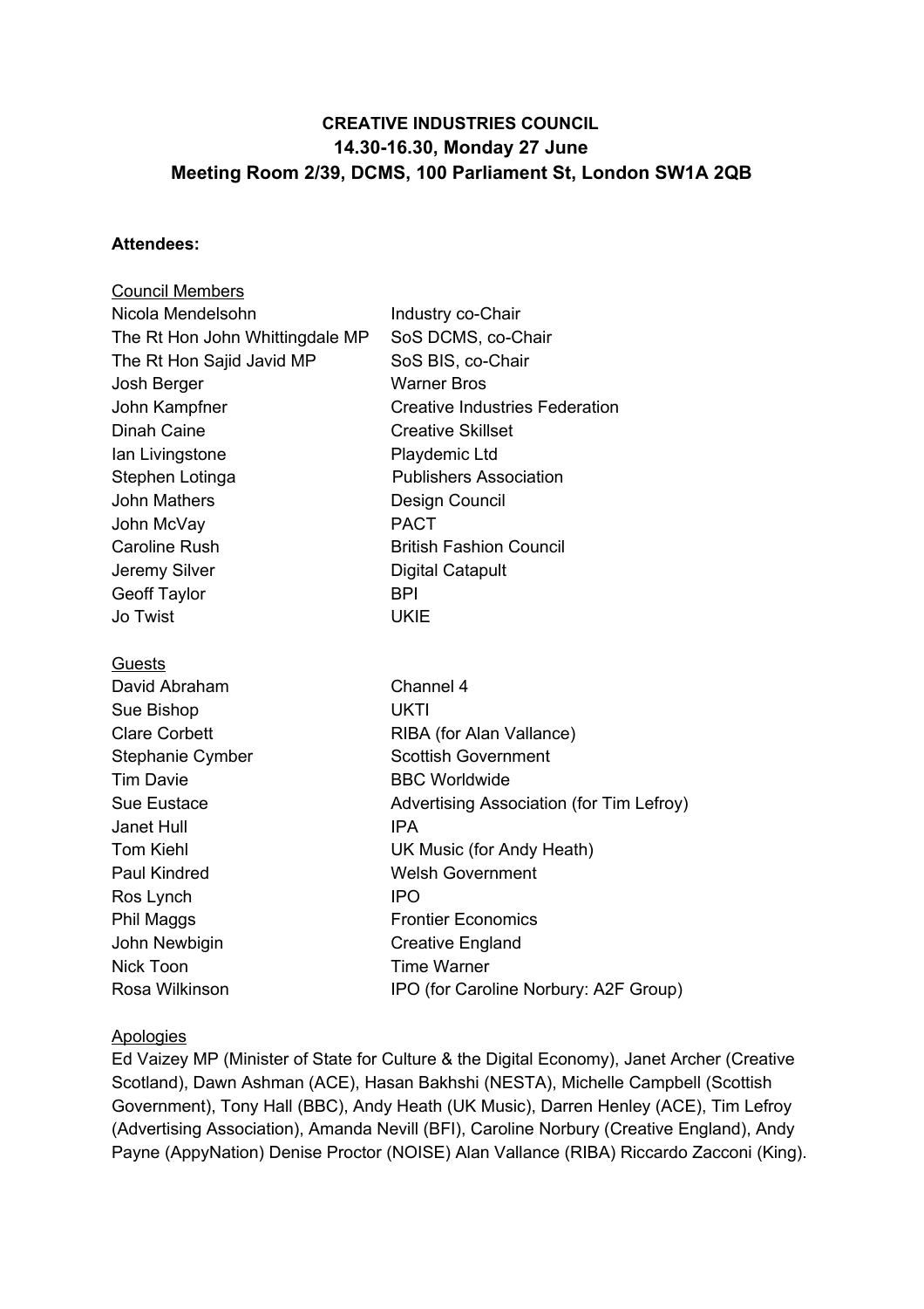**CREATIVE INDUSTRIES COUNCIL**
**14.30-16.30, Monday 27 June**
**Meeting Room 2/39, DCMS, 100 Parliament St, London SW1A 2QB**

**Attendees:**

Council Members

| | |
|---|---|
| Nicola Mendelsohn | Industry co-Chair |
| The Rt Hon John Whittingdale MP | SoS DCMS, co-Chair |
| The Rt Hon Sajid Javid MP | SoS BIS, co-Chair |
| Josh Berger | Warner Bros |
| John Kampfner | Creative Industries Federation |
| Dinah Caine | Creative Skillset |
| Ian Livingstone | Playdemic Ltd |
| Stephen Lotinga | Publishers Association |
| John Mathers | Design Council |
| John McVay | PACT |
| Caroline Rush | British Fashion Council |
| Jeremy Silver | Digital Catapult |
| Geoff Taylor | BPI |
| Jo Twist | UKIE |

Guests

| | |
|---|---|
| David Abraham | Channel 4 |
| Sue Bishop | UKTI |
| Clare Corbett | RIBA (for Alan Vallance) |
| Stephanie Cymber | Scottish Government |
| Tim Davie | BBC Worldwide |
| Sue Eustace | Advertising Association (for Tim Lefroy) |
| Janet Hull | IPA |
| Tom Kiehl | UK Music (for Andy Heath) |
| Paul Kindred | Welsh Government |
| Ros Lynch | IPO |
| Phil Maggs | Frontier Economics |
| John Newbigin | Creative England |
| Nick Toon | Time Warner |
| Rosa Wilkinson | IPO (for Caroline Norbury: A2F Group) |

Apologies

Ed Vaizey MP (Minister of State for Culture & the Digital Economy), Janet Archer (Creative Scotland), Dawn Ashman (ACE), Hasan Bakhshi (NESTA), Michelle Campbell (Scottish Government), Tony Hall (BBC), Andy Heath (UK Music), Darren Henley (ACE), Tim Lefroy (Advertising Association), Amanda Nevill (BFI), Caroline Norbury (Creative England), Andy Payne (AppyNation) Denise Proctor (NOISE) Alan Vallance (RIBA) Riccardo Zacconi (King).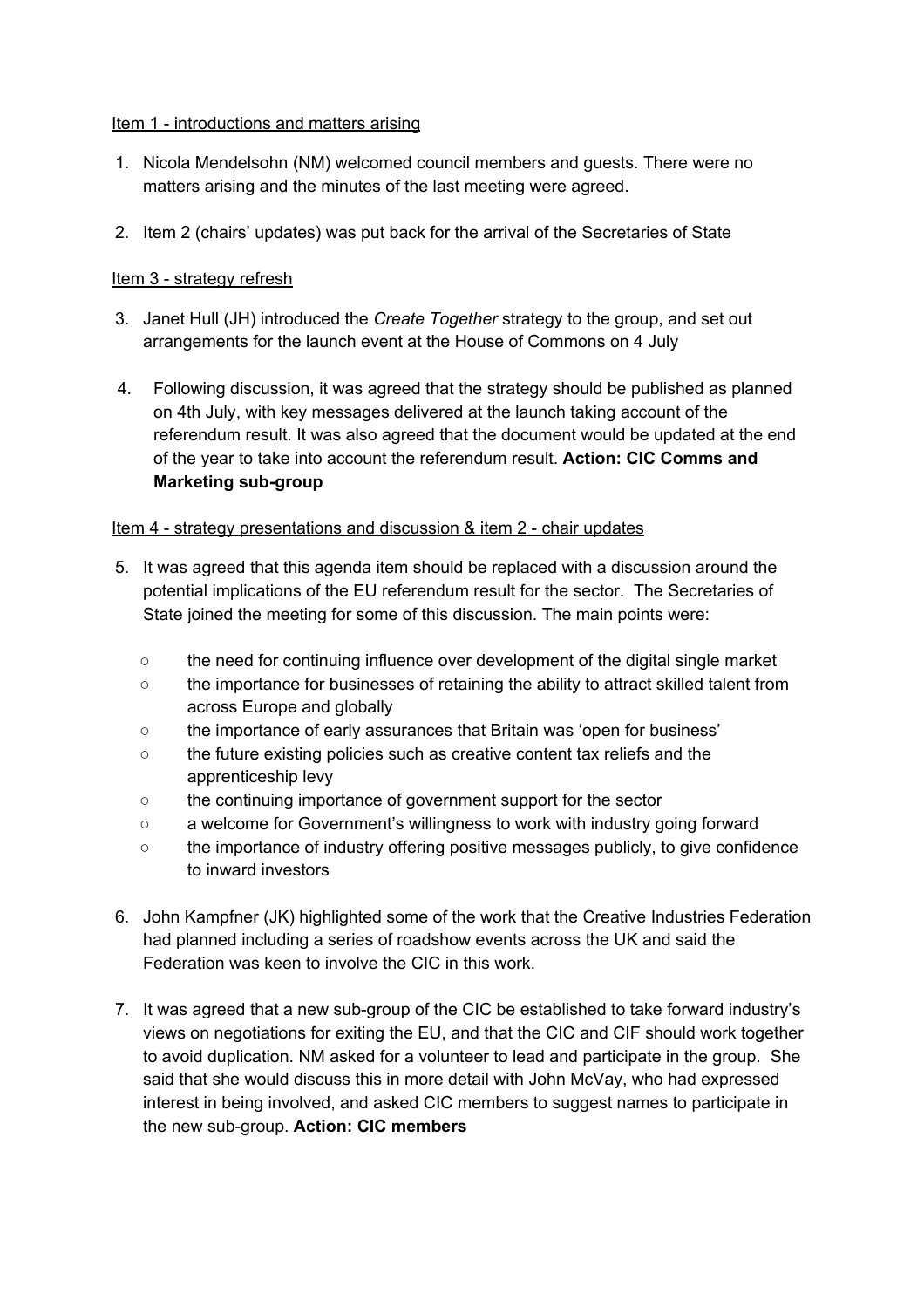Item 1 - introductions and matters arising

1. Nicola Mendelsohn (NM) welcomed council members and guests. There were no matters arising and the minutes of the last meeting were agreed.

2. Item 2 (chairs' updates) was put back for the arrival of the Secretaries of State

Item 3 - strategy refresh

3. Janet Hull (JH) introduced the *Create Together* strategy to the group, and set out arrangements for the launch event at the House of Commons on 4 July

4. Following discussion, it was agreed that the strategy should be published as planned on 4th July, with key messages delivered at the launch taking account of the referendum result. It was also agreed that the document would be updated at the end of the year to take into account the referendum result. **Action: CIC Comms and Marketing sub-group**

Item 4 - strategy presentations and discussion & item 2 - chair updates

5. It was agreed that this agenda item should be replaced with a discussion around the potential implications of the EU referendum result for the sector. The Secretaries of State joined the meeting for some of this discussion. The main points were:

   - the need for continuing influence over development of the digital single market
   - the importance for businesses of retaining the ability to attract skilled talent from across Europe and globally
   - the importance of early assurances that Britain was 'open for business'
   - the future existing policies such as creative content tax reliefs and the apprenticeship levy
   - the continuing importance of government support for the sector
   - a welcome for Government's willingness to work with industry going forward
   - the importance of industry offering positive messages publicly, to give confidence to inward investors

6. John Kampfner (JK) highlighted some of the work that the Creative Industries Federation had planned including a series of roadshow events across the UK and said the Federation was keen to involve the CIC in this work.

7. It was agreed that a new sub-group of the CIC be established to take forward industry's views on negotiations for exiting the EU, and that the CIC and CIF should work together to avoid duplication. NM asked for a volunteer to lead and participate in the group. She said that she would discuss this in more detail with John McVay, who had expressed interest in being involved, and asked CIC members to suggest names to participate in the new sub-group. **Action: CIC members**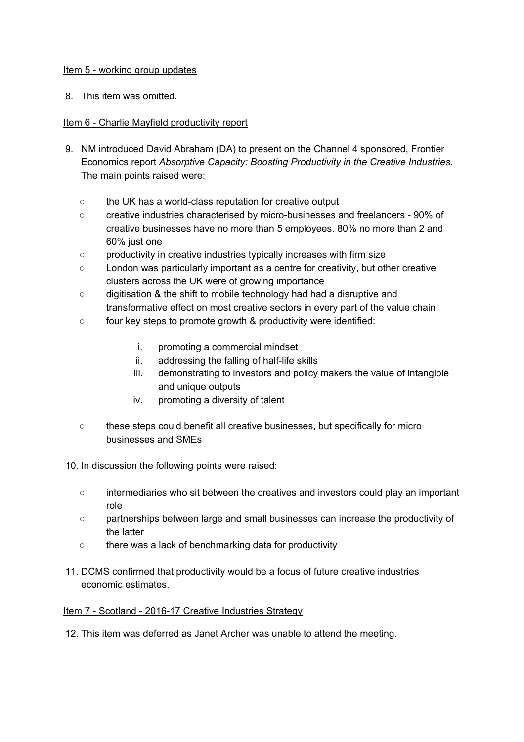Item 5 - working group updates

8. This item was omitted.

Item 6 - Charlie Mayfield productivity report

9. NM introduced David Abraham (DA) to present on the Channel 4 sponsored, Frontier Economics report *Absorptive Capacity: Boosting Productivity in the Creative Industries*. The main points raised were:

    - the UK has a world-class reputation for creative output
    - creative industries characterised by micro-businesses and freelancers - 90% of creative businesses have no more than 5 employees, 80% no more than 2 and 60% just one
    - productivity in creative industries typically increases with firm size
    - London was particularly important as a centre for creativity, but other creative clusters across the UK were of growing importance
    - digitisation & the shift to mobile technology had had a disruptive and transformative effect on most creative sectors in every part of the value chain
    - four key steps to promote growth & productivity were identified:

        i. promoting a commercial mindset
        ii. addressing the falling of half-life skills
        iii. demonstrating to investors and policy makers the value of intangible and unique outputs
        iv. promoting a diversity of talent

    - these steps could benefit all creative businesses, but specifically for micro businesses and SMEs

10. In discussion the following points were raised:

    - intermediaries who sit between the creatives and investors could play an important role
    - partnerships between large and small businesses can increase the productivity of the latter
    - there was a lack of benchmarking data for productivity

11. DCMS confirmed that productivity would be a focus of future creative industries economic estimates.

Item 7 - Scotland - 2016-17 Creative Industries Strategy

12. This item was deferred as Janet Archer was unable to attend the meeting.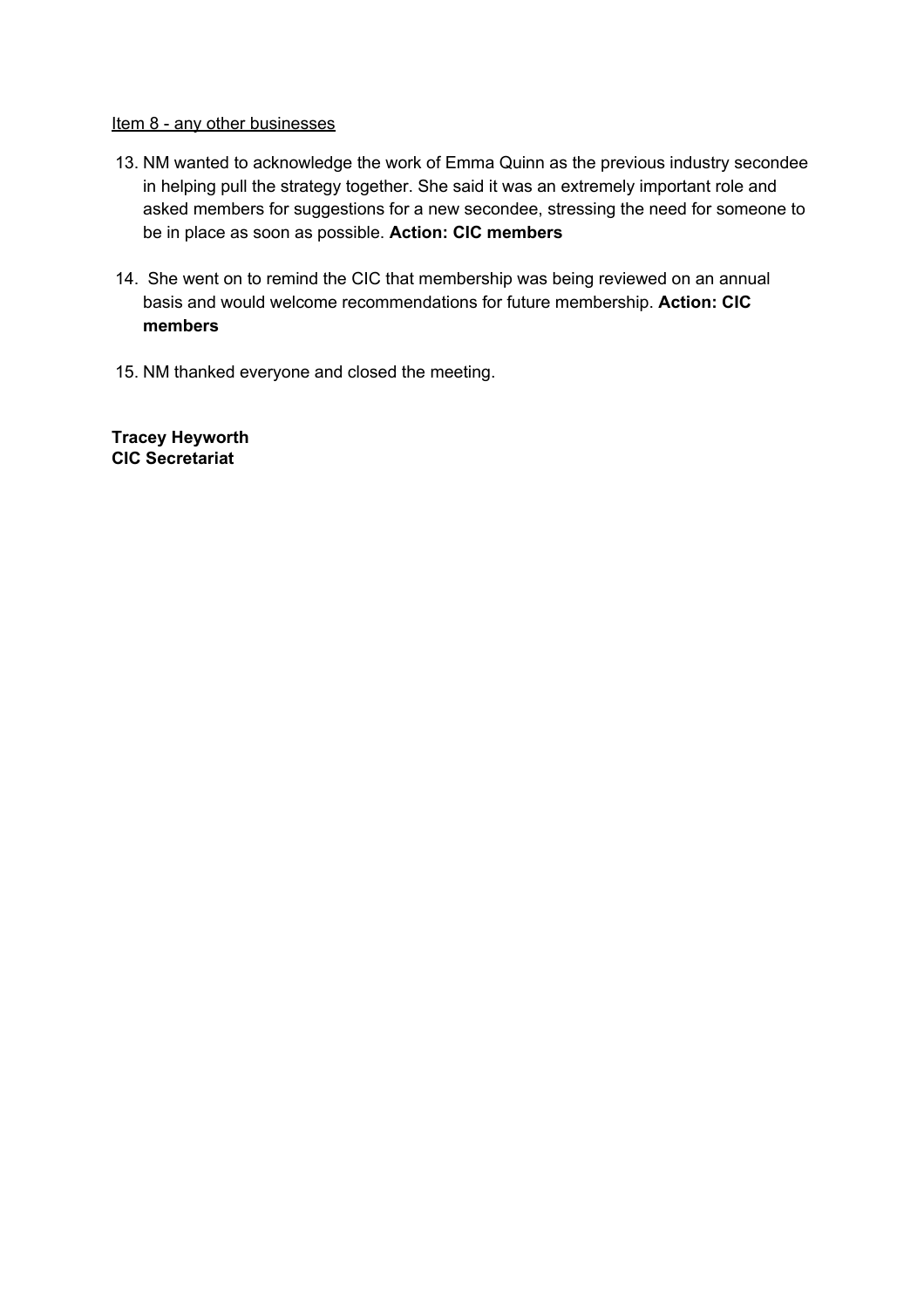<u>Item 8 - any other businesses</u>

13. NM wanted to acknowledge the work of Emma Quinn as the previous industry secondee in helping pull the strategy together. She said it was an extremely important role and asked members for suggestions for a new secondee, stressing the need for someone to be in place as soon as possible. **Action: CIC members**

14. She went on to remind the CIC that membership was being reviewed on an annual basis and would welcome recommendations for future membership. **Action: CIC members**

15. NM thanked everyone and closed the meeting.

**Tracey Heyworth**
**CIC Secretariat**